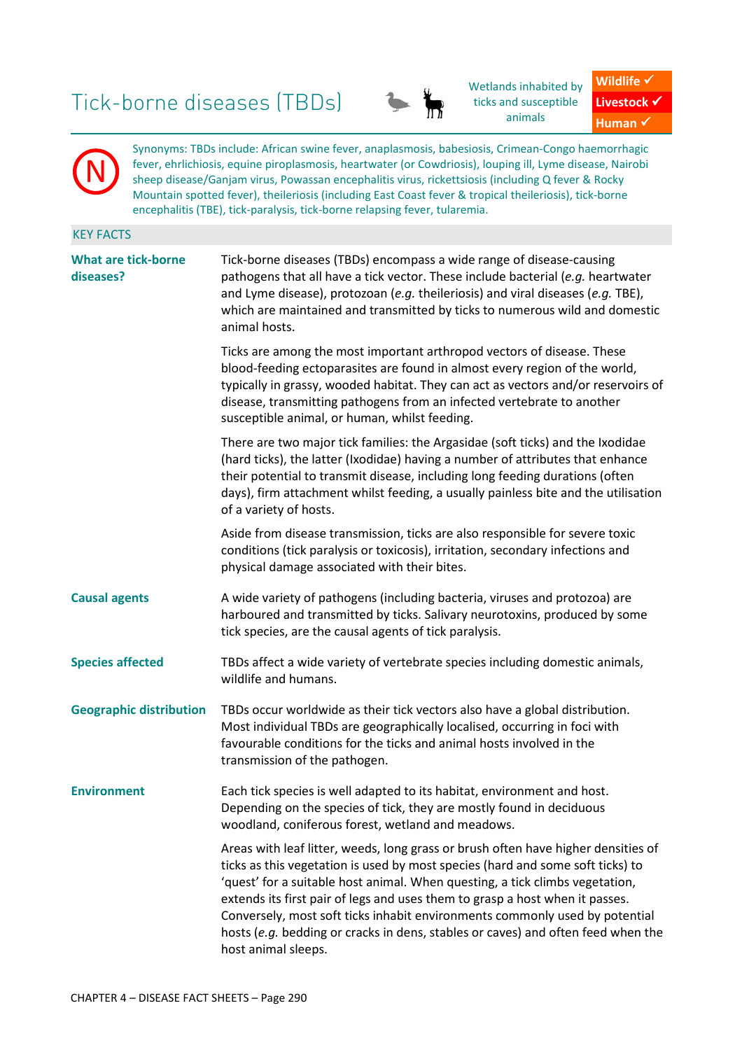# Tick-borne diseases (TBDs)

Wetlands inhabited by ticks and susceptible animals

Wildlife ✓
Livestock ✓
Human ✓

N

Synonyms: TBDs include: African swine fever, anaplasmosis, babesiosis, Crimean-Congo haemorrhagic fever, ehrlichiosis, equine piroplasmosis, heartwater (or Cowdriosis), louping ill, Lyme disease, Nairobi sheep disease/Ganjam virus, Powassan encephalitis virus, rickettsiosis (including Q fever & Rocky Mountain spotted fever), theileriosis (including East Coast fever & tropical theileriosis), tick-borne encephalitis (TBE), tick-paralysis, tick-borne relapsing fever, tularemia.

## KEY FACTS

**What are tick-borne diseases?**

Tick-borne diseases (TBDs) encompass a wide range of disease-causing pathogens that all have a tick vector. These include bacterial (*e.g.* heartwater and Lyme disease), protozoan (*e.g.* theileriosis) and viral diseases (*e.g.* TBE), which are maintained and transmitted by ticks to numerous wild and domestic animal hosts.

Ticks are among the most important arthropod vectors of disease. These blood-feeding ectoparasites are found in almost every region of the world, typically in grassy, wooded habitat. They can act as vectors and/or reservoirs of disease, transmitting pathogens from an infected vertebrate to another susceptible animal, or human, whilst feeding.

There are two major tick families: the Argasidae (soft ticks) and the Ixodidae (hard ticks), the latter (Ixodidae) having a number of attributes that enhance their potential to transmit disease, including long feeding durations (often days), firm attachment whilst feeding, a usually painless bite and the utilisation of a variety of hosts.

Aside from disease transmission, ticks are also responsible for severe toxic conditions (tick paralysis or toxicosis), irritation, secondary infections and physical damage associated with their bites.

**Causal agents**

A wide variety of pathogens (including bacteria, viruses and protozoa) are harboured and transmitted by ticks. Salivary neurotoxins, produced by some tick species, are the causal agents of tick paralysis.

**Species affected**

TBDs affect a wide variety of vertebrate species including domestic animals, wildlife and humans.

**Geographic distribution**

TBDs occur worldwide as their tick vectors also have a global distribution. Most individual TBDs are geographically localised, occurring in foci with favourable conditions for the ticks and animal hosts involved in the transmission of the pathogen.

**Environment**

Each tick species is well adapted to its habitat, environment and host. Depending on the species of tick, they are mostly found in deciduous woodland, coniferous forest, wetland and meadows.

Areas with leaf litter, weeds, long grass or brush often have higher densities of ticks as this vegetation is used by most species (hard and some soft ticks) to 'quest' for a suitable host animal. When questing, a tick climbs vegetation, extends its first pair of legs and uses them to grasp a host when it passes. Conversely, most soft ticks inhabit environments commonly used by potential hosts (*e.g.* bedding or cracks in dens, stables or caves) and often feed when the host animal sleeps.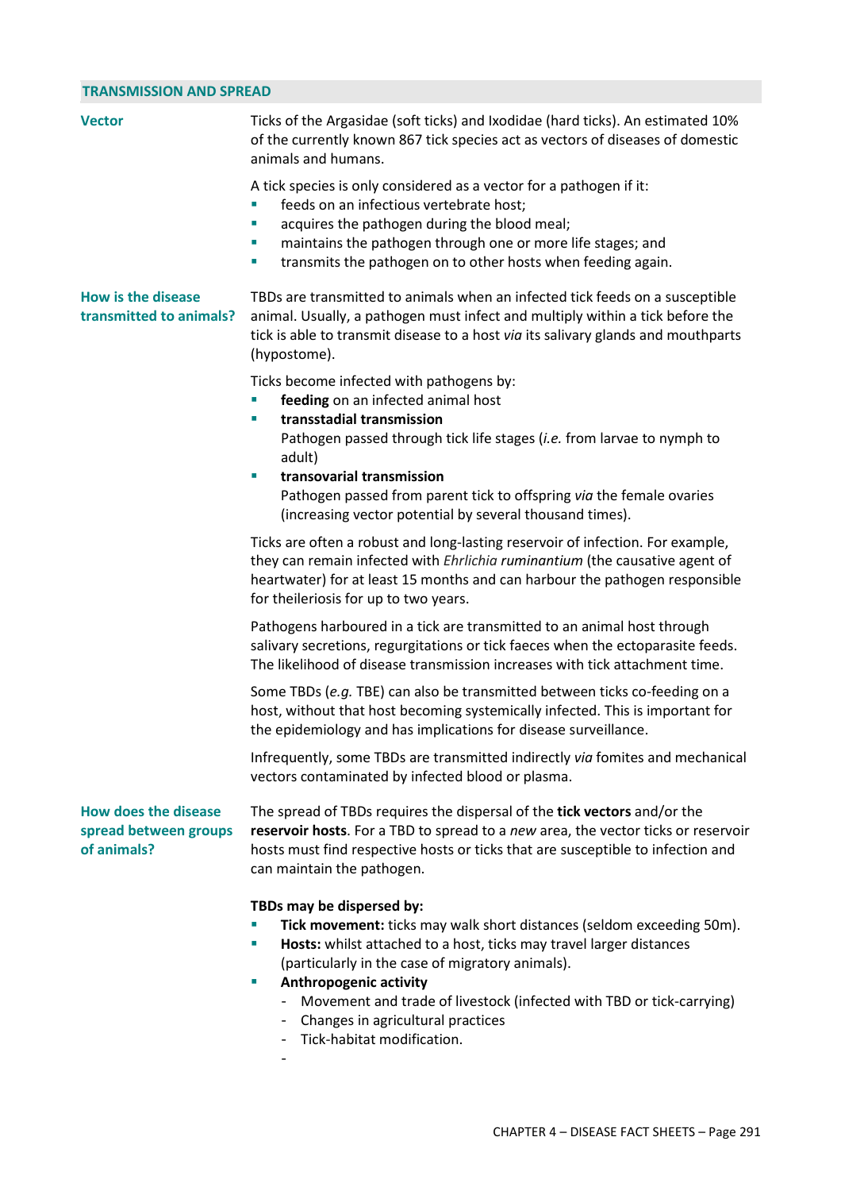## TRANSMISSION AND SPREAD

**Vector**

Ticks of the Argasidae (soft ticks) and Ixodidae (hard ticks). An estimated 10% of the currently known 867 tick species act as vectors of diseases of domestic animals and humans.

A tick species is only considered as a vector for a pathogen if it:

- feeds on an infectious vertebrate host;
- acquires the pathogen during the blood meal;
- maintains the pathogen through one or more life stages; and
- transmits the pathogen on to other hosts when feeding again.

**How is the disease transmitted to animals?**

TBDs are transmitted to animals when an infected tick feeds on a susceptible animal. Usually, a pathogen must infect and multiply within a tick before the tick is able to transmit disease to a host *via* its salivary glands and mouthparts (hypostome).

Ticks become infected with pathogens by:

- **feeding** on an infected animal host
- **transstadial transmission**
  Pathogen passed through tick life stages (*i.e.* from larvae to nymph to adult)
- **transovarial transmission**
  Pathogen passed from parent tick to offspring *via* the female ovaries (increasing vector potential by several thousand times).

Ticks are often a robust and long-lasting reservoir of infection. For example, they can remain infected with *Ehrlichia ruminantium* (the causative agent of heartwater) for at least 15 months and can harbour the pathogen responsible for theileriosis for up to two years.

Pathogens harboured in a tick are transmitted to an animal host through salivary secretions, regurgitations or tick faeces when the ectoparasite feeds. The likelihood of disease transmission increases with tick attachment time.

Some TBDs (*e.g.* TBE) can also be transmitted between ticks co-feeding on a host, without that host becoming systemically infected. This is important for the epidemiology and has implications for disease surveillance.

Infrequently, some TBDs are transmitted indirectly *via* fomites and mechanical vectors contaminated by infected blood or plasma.

**How does the disease spread between groups of animals?**

The spread of TBDs requires the dispersal of the **tick vectors** and/or the **reservoir hosts**. For a TBD to spread to a *new* area, the vector ticks or reservoir hosts must find respective hosts or ticks that are susceptible to infection and can maintain the pathogen.

**TBDs may be dispersed by:**

- **Tick movement:** ticks may walk short distances (seldom exceeding 50m).
- **Hosts:** whilst attached to a host, ticks may travel larger distances (particularly in the case of migratory animals).
- **Anthropogenic activity**
  - Movement and trade of livestock (infected with TBD or tick-carrying)
  - Changes in agricultural practices
  - Tick-habitat modification.
  -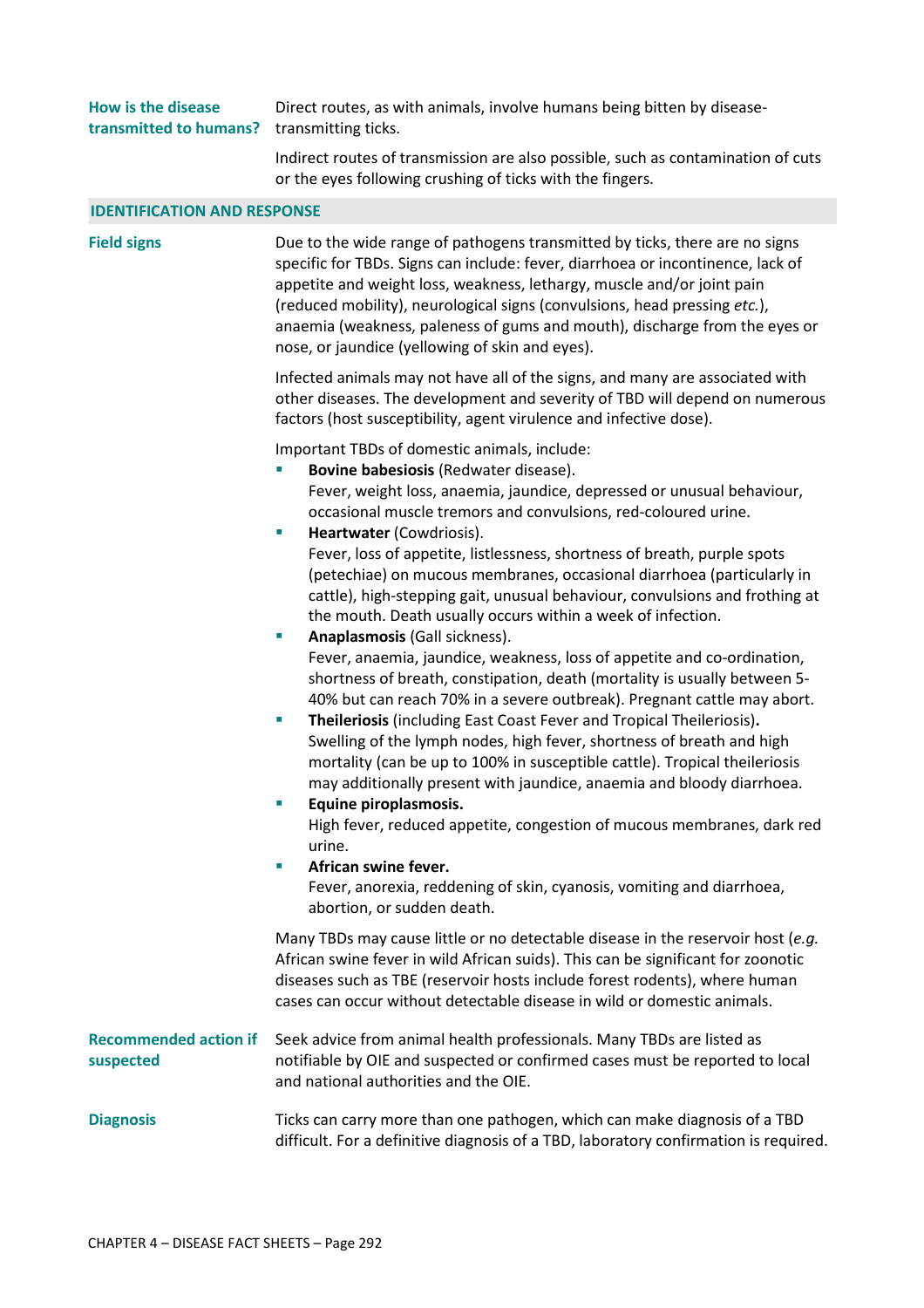**How is the disease transmitted to humans?**

Direct routes, as with animals, involve humans being bitten by disease-transmitting ticks.

Indirect routes of transmission are also possible, such as contamination of cuts or the eyes following crushing of ticks with the fingers.

## IDENTIFICATION AND RESPONSE

**Field signs**

Due to the wide range of pathogens transmitted by ticks, there are no signs specific for TBDs. Signs can include: fever, diarrhoea or incontinence, lack of appetite and weight loss, weakness, lethargy, muscle and/or joint pain (reduced mobility), neurological signs (convulsions, head pressing *etc.*), anaemia (weakness, paleness of gums and mouth), discharge from the eyes or nose, or jaundice (yellowing of skin and eyes).

Infected animals may not have all of the signs, and many are associated with other diseases. The development and severity of TBD will depend on numerous factors (host susceptibility, agent virulence and infective dose).

Important TBDs of domestic animals, include:

- **Bovine babesiosis** (Redwater disease).
  Fever, weight loss, anaemia, jaundice, depressed or unusual behaviour, occasional muscle tremors and convulsions, red-coloured urine.
- **Heartwater** (Cowdriosis).
  Fever, loss of appetite, listlessness, shortness of breath, purple spots (petechiae) on mucous membranes, occasional diarrhoea (particularly in cattle), high-stepping gait, unusual behaviour, convulsions and frothing at the mouth. Death usually occurs within a week of infection.
- **Anaplasmosis** (Gall sickness).
  Fever, anaemia, jaundice, weakness, loss of appetite and co-ordination, shortness of breath, constipation, death (mortality is usually between 5-40% but can reach 70% in a severe outbreak). Pregnant cattle may abort.
- **Theileriosis** (including East Coast Fever and Tropical Theileriosis)**.**
  Swelling of the lymph nodes, high fever, shortness of breath and high mortality (can be up to 100% in susceptible cattle). Tropical theileriosis may additionally present with jaundice, anaemia and bloody diarrhoea.
- **Equine piroplasmosis.**
  High fever, reduced appetite, congestion of mucous membranes, dark red urine.
- **African swine fever.**
  Fever, anorexia, reddening of skin, cyanosis, vomiting and diarrhoea, abortion, or sudden death.

Many TBDs may cause little or no detectable disease in the reservoir host (*e.g.* African swine fever in wild African suids). This can be significant for zoonotic diseases such as TBE (reservoir hosts include forest rodents), where human cases can occur without detectable disease in wild or domestic animals.

**Recommended action if suspected**

Seek advice from animal health professionals. Many TBDs are listed as notifiable by OIE and suspected or confirmed cases must be reported to local and national authorities and the OIE.

**Diagnosis**

Ticks can carry more than one pathogen, which can make diagnosis of a TBD difficult. For a definitive diagnosis of a TBD, laboratory confirmation is required.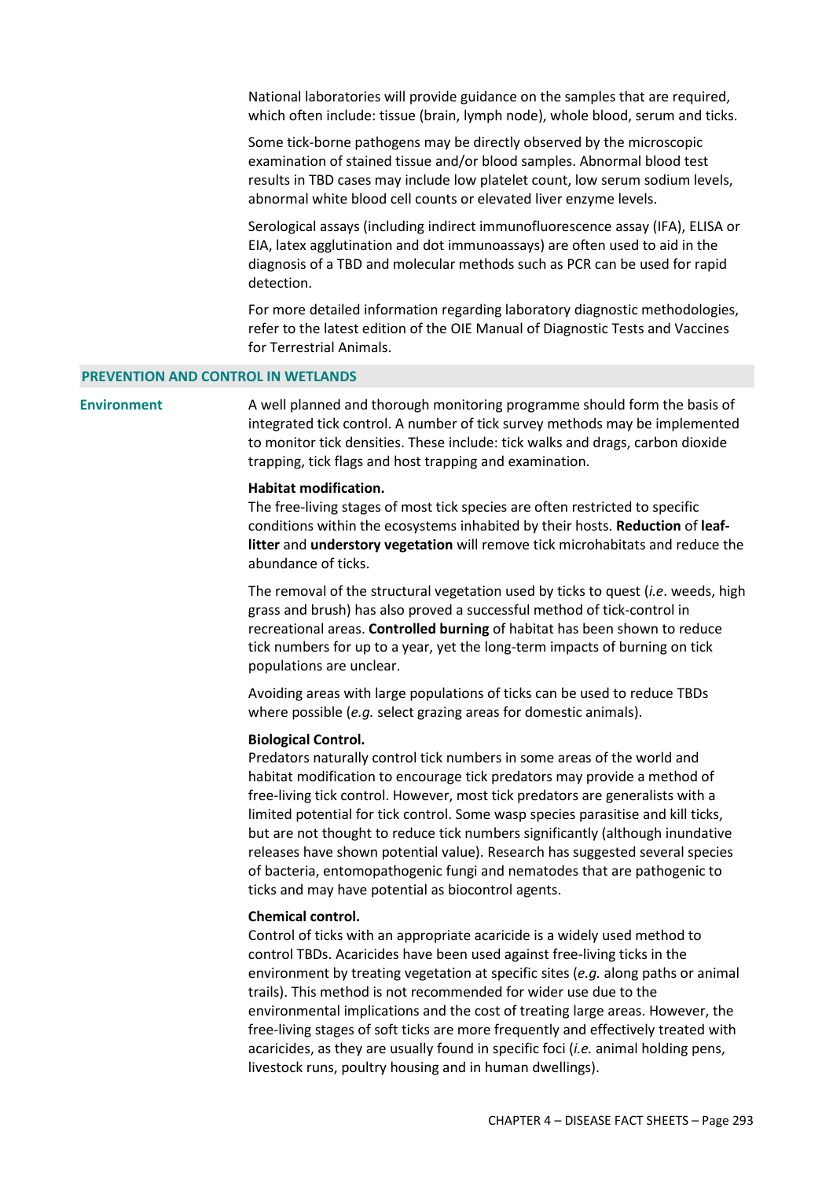National laboratories will provide guidance on the samples that are required, which often include: tissue (brain, lymph node), whole blood, serum and ticks.

Some tick-borne pathogens may be directly observed by the microscopic examination of stained tissue and/or blood samples. Abnormal blood test results in TBD cases may include low platelet count, low serum sodium levels, abnormal white blood cell counts or elevated liver enzyme levels.

Serological assays (including indirect immunofluorescence assay (IFA), ELISA or EIA, latex agglutination and dot immunoassays) are often used to aid in the diagnosis of a TBD and molecular methods such as PCR can be used for rapid detection.

For more detailed information regarding laboratory diagnostic methodologies, refer to the latest edition of the OIE Manual of Diagnostic Tests and Vaccines for Terrestrial Animals.

## PREVENTION AND CONTROL IN WETLANDS

### Environment

A well planned and thorough monitoring programme should form the basis of integrated tick control. A number of tick survey methods may be implemented to monitor tick densities. These include: tick walks and drags, carbon dioxide trapping, tick flags and host trapping and examination.

**Habitat modification.**
The free-living stages of most tick species are often restricted to specific conditions within the ecosystems inhabited by their hosts. **Reduction** of **leaf-litter** and **understory vegetation** will remove tick microhabitats and reduce the abundance of ticks.

The removal of the structural vegetation used by ticks to quest (*i.e*. weeds, high grass and brush) has also proved a successful method of tick-control in recreational areas. **Controlled burning** of habitat has been shown to reduce tick numbers for up to a year, yet the long-term impacts of burning on tick populations are unclear.

Avoiding areas with large populations of ticks can be used to reduce TBDs where possible (*e.g.* select grazing areas for domestic animals).

**Biological Control.**
Predators naturally control tick numbers in some areas of the world and habitat modification to encourage tick predators may provide a method of free-living tick control. However, most tick predators are generalists with a limited potential for tick control. Some wasp species parasitise and kill ticks, but are not thought to reduce tick numbers significantly (although inundative releases have shown potential value). Research has suggested several species of bacteria, entomopathogenic fungi and nematodes that are pathogenic to ticks and may have potential as biocontrol agents.

**Chemical control.**
Control of ticks with an appropriate acaricide is a widely used method to control TBDs. Acaricides have been used against free-living ticks in the environment by treating vegetation at specific sites (*e.g.* along paths or animal trails). This method is not recommended for wider use due to the environmental implications and the cost of treating large areas. However, the free-living stages of soft ticks are more frequently and effectively treated with acaricides, as they are usually found in specific foci (*i.e.* animal holding pens, livestock runs, poultry housing and in human dwellings).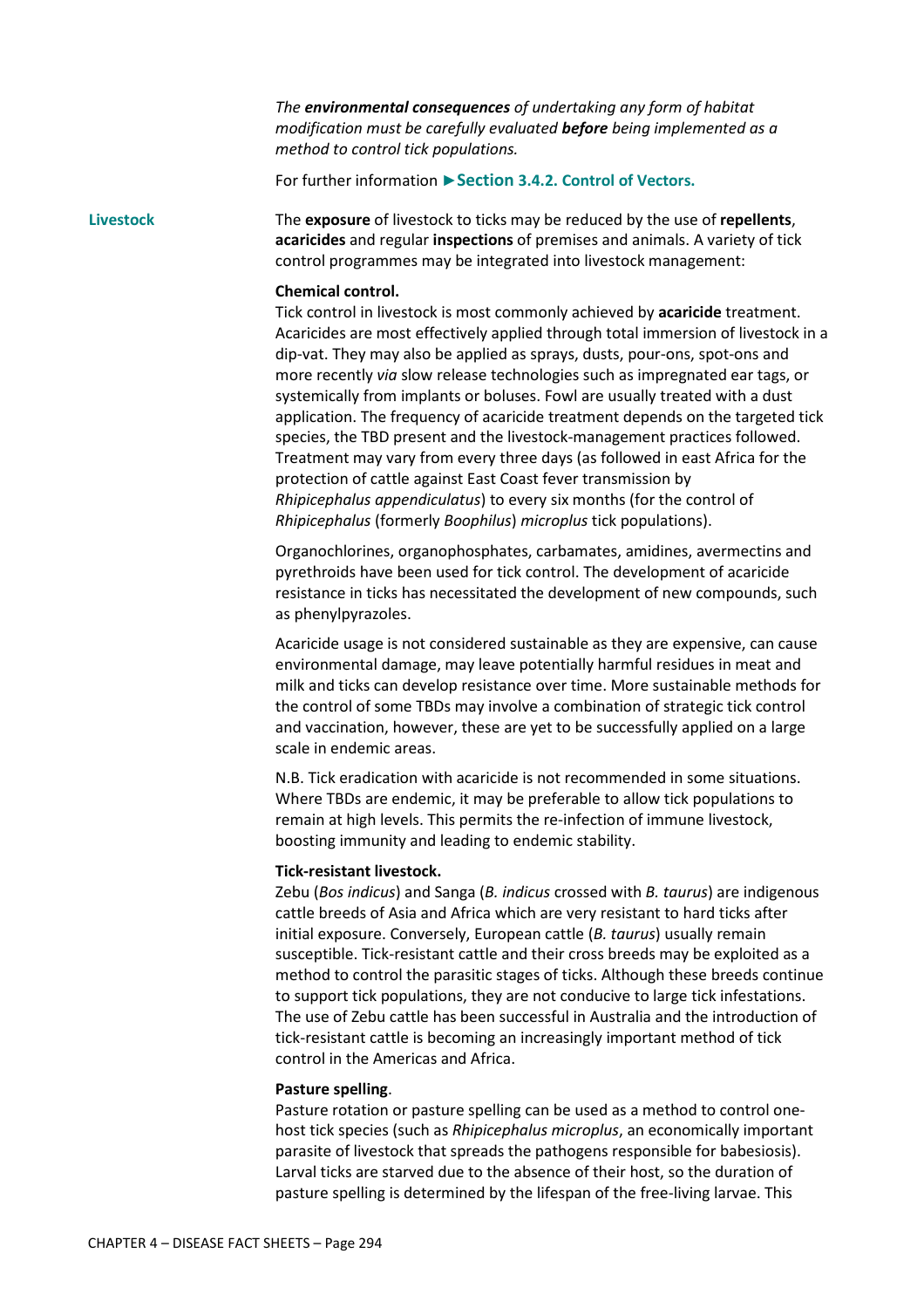*The **environmental consequences** of undertaking any form of habitat modification must be carefully evaluated **before** being implemented as a method to control tick populations.*

For further information ►**Section 3.4.2. Control of Vectors.**

### Livestock

The **exposure** of livestock to ticks may be reduced by the use of **repellents**, **acaricides** and regular **inspections** of premises and animals. A variety of tick control programmes may be integrated into livestock management:

**Chemical control.**
Tick control in livestock is most commonly achieved by **acaricide** treatment. Acaricides are most effectively applied through total immersion of livestock in a dip-vat. They may also be applied as sprays, dusts, pour-ons, spot-ons and more recently *via* slow release technologies such as impregnated ear tags, or systemically from implants or boluses. Fowl are usually treated with a dust application. The frequency of acaricide treatment depends on the targeted tick species, the TBD present and the livestock-management practices followed. Treatment may vary from every three days (as followed in east Africa for the protection of cattle against East Coast fever transmission by *Rhipicephalus appendiculatus*) to every six months (for the control of *Rhipicephalus* (formerly *Boophilus*) *microplus* tick populations).

Organochlorines, organophosphates, carbamates, amidines, avermectins and pyrethroids have been used for tick control. The development of acaricide resistance in ticks has necessitated the development of new compounds, such as phenylpyrazoles.

Acaricide usage is not considered sustainable as they are expensive, can cause environmental damage, may leave potentially harmful residues in meat and milk and ticks can develop resistance over time. More sustainable methods for the control of some TBDs may involve a combination of strategic tick control and vaccination, however, these are yet to be successfully applied on a large scale in endemic areas.

N.B. Tick eradication with acaricide is not recommended in some situations. Where TBDs are endemic, it may be preferable to allow tick populations to remain at high levels. This permits the re-infection of immune livestock, boosting immunity and leading to endemic stability.

**Tick-resistant livestock.**
Zebu (*Bos indicus*) and Sanga (*B. indicus* crossed with *B. taurus*) are indigenous cattle breeds of Asia and Africa which are very resistant to hard ticks after initial exposure. Conversely, European cattle (*B. taurus*) usually remain susceptible. Tick-resistant cattle and their cross breeds may be exploited as a method to control the parasitic stages of ticks. Although these breeds continue to support tick populations, they are not conducive to large tick infestations. The use of Zebu cattle has been successful in Australia and the introduction of tick-resistant cattle is becoming an increasingly important method of tick control in the Americas and Africa.

**Pasture spelling**.
Pasture rotation or pasture spelling can be used as a method to control one-host tick species (such as *Rhipicephalus microplus*, an economically important parasite of livestock that spreads the pathogens responsible for babesiosis). Larval ticks are starved due to the absence of their host, so the duration of pasture spelling is determined by the lifespan of the free-living larvae. This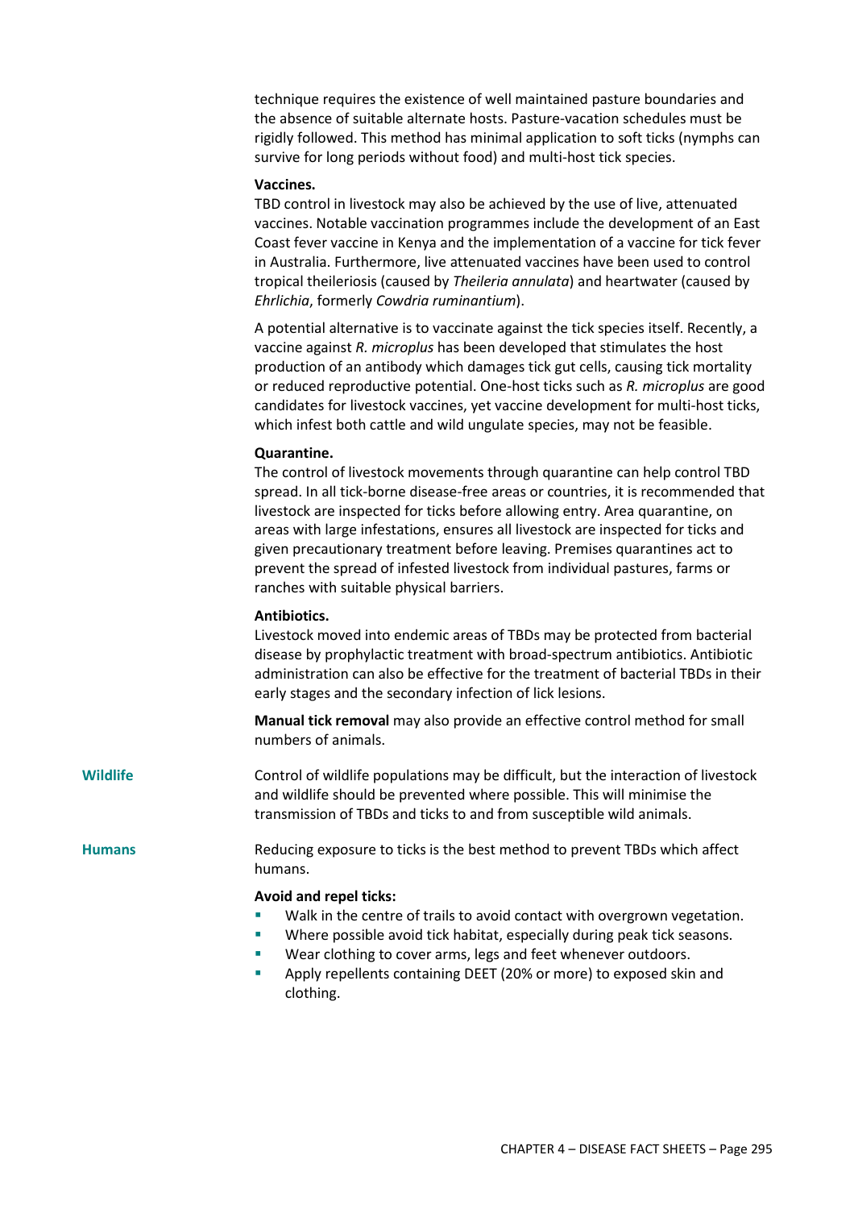technique requires the existence of well maintained pasture boundaries and the absence of suitable alternate hosts. Pasture-vacation schedules must be rigidly followed. This method has minimal application to soft ticks (nymphs can survive for long periods without food) and multi-host tick species.

**Vaccines.**
TBD control in livestock may also be achieved by the use of live, attenuated vaccines. Notable vaccination programmes include the development of an East Coast fever vaccine in Kenya and the implementation of a vaccine for tick fever in Australia. Furthermore, live attenuated vaccines have been used to control tropical theileriosis (caused by *Theileria annulata*) and heartwater (caused by *Ehrlichia*, formerly *Cowdria ruminantium*).

A potential alternative is to vaccinate against the tick species itself. Recently, a vaccine against *R. microplus* has been developed that stimulates the host production of an antibody which damages tick gut cells, causing tick mortality or reduced reproductive potential. One-host ticks such as *R. microplus* are good candidates for livestock vaccines, yet vaccine development for multi-host ticks, which infest both cattle and wild ungulate species, may not be feasible.

**Quarantine.**
The control of livestock movements through quarantine can help control TBD spread. In all tick-borne disease-free areas or countries, it is recommended that livestock are inspected for ticks before allowing entry. Area quarantine, on areas with large infestations, ensures all livestock are inspected for ticks and given precautionary treatment before leaving. Premises quarantines act to prevent the spread of infested livestock from individual pastures, farms or ranches with suitable physical barriers.

**Antibiotics.**
Livestock moved into endemic areas of TBDs may be protected from bacterial disease by prophylactic treatment with broad-spectrum antibiotics. Antibiotic administration can also be effective for the treatment of bacterial TBDs in their early stages and the secondary infection of lick lesions.

**Manual tick removal** may also provide an effective control method for small numbers of animals.

**Wildlife**

Control of wildlife populations may be difficult, but the interaction of livestock and wildlife should be prevented where possible. This will minimise the transmission of TBDs and ticks to and from susceptible wild animals.

**Humans**

Reducing exposure to ticks is the best method to prevent TBDs which affect humans.

**Avoid and repel ticks:**

- Walk in the centre of trails to avoid contact with overgrown vegetation.
- Where possible avoid tick habitat, especially during peak tick seasons.
- Wear clothing to cover arms, legs and feet whenever outdoors.
- Apply repellents containing DEET (20% or more) to exposed skin and clothing.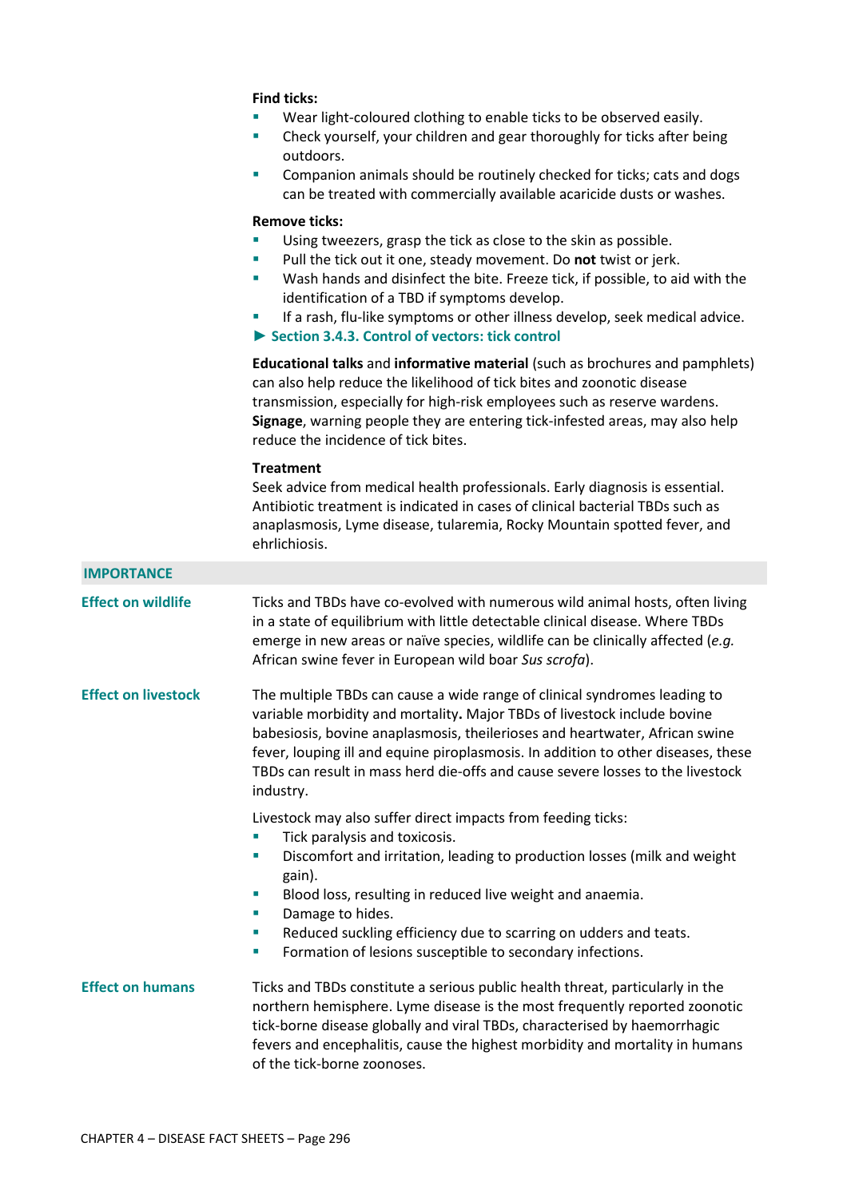**Find ticks:**

- Wear light-coloured clothing to enable ticks to be observed easily.
- Check yourself, your children and gear thoroughly for ticks after being outdoors.
- Companion animals should be routinely checked for ticks; cats and dogs can be treated with commercially available acaricide dusts or washes.

**Remove ticks:**

- Using tweezers, grasp the tick as close to the skin as possible.
- Pull the tick out it one, steady movement. Do **not** twist or jerk.
- Wash hands and disinfect the bite. Freeze tick, if possible, to aid with the identification of a TBD if symptoms develop.
- If a rash, flu-like symptoms or other illness develop, seek medical advice.

► **Section 3.4.3. Control of vectors: tick control**

**Educational talks** and **informative material** (such as brochures and pamphlets) can also help reduce the likelihood of tick bites and zoonotic disease transmission, especially for high-risk employees such as reserve wardens. **Signage**, warning people they are entering tick-infested areas, may also help reduce the incidence of tick bites.

**Treatment**

Seek advice from medical health professionals. Early diagnosis is essential. Antibiotic treatment is indicated in cases of clinical bacterial TBDs such as anaplasmosis, Lyme disease, tularemia, Rocky Mountain spotted fever, and ehrlichiosis.

## IMPORTANCE

### Effect on wildlife

Ticks and TBDs have co-evolved with numerous wild animal hosts, often living in a state of equilibrium with little detectable clinical disease. Where TBDs emerge in new areas or naïve species, wildlife can be clinically affected (*e.g.* African swine fever in European wild boar *Sus scrofa*).

### Effect on livestock

The multiple TBDs can cause a wide range of clinical syndromes leading to variable morbidity and mortality**.** Major TBDs of livestock include bovine babesiosis, bovine anaplasmosis, theilerioses and heartwater, African swine fever, louping ill and equine piroplasmosis. In addition to other diseases, these TBDs can result in mass herd die-offs and cause severe losses to the livestock industry.

Livestock may also suffer direct impacts from feeding ticks:

- Tick paralysis and toxicosis.
- Discomfort and irritation, leading to production losses (milk and weight gain).
- Blood loss, resulting in reduced live weight and anaemia.
- Damage to hides.
- Reduced suckling efficiency due to scarring on udders and teats.
- Formation of lesions susceptible to secondary infections.

### Effect on humans

Ticks and TBDs constitute a serious public health threat, particularly in the northern hemisphere. Lyme disease is the most frequently reported zoonotic tick-borne disease globally and viral TBDs, characterised by haemorrhagic fevers and encephalitis, cause the highest morbidity and mortality in humans of the tick-borne zoonoses.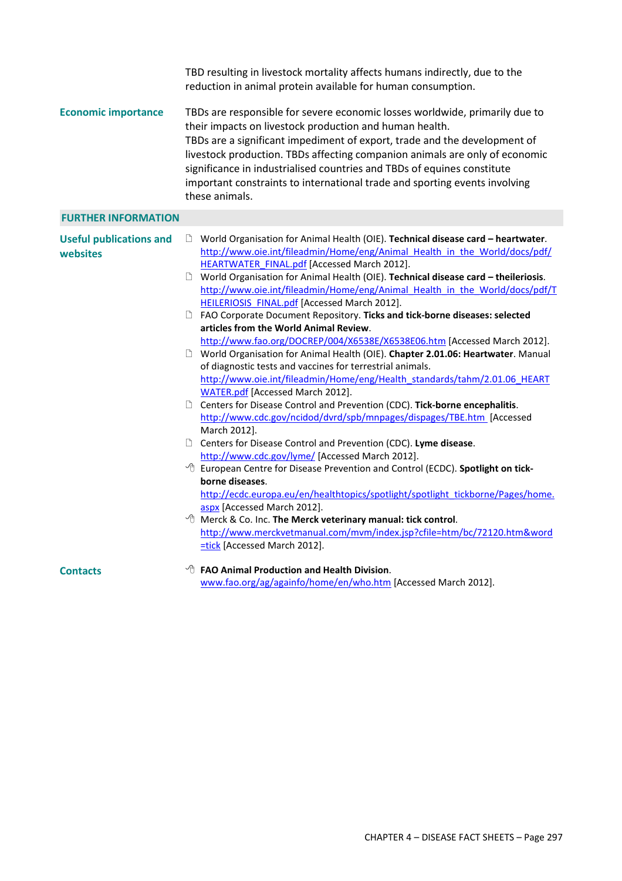TBD resulting in livestock mortality affects humans indirectly, due to the reduction in animal protein available for human consumption.

**Economic importance**

TBDs are responsible for severe economic losses worldwide, primarily due to their impacts on livestock production and human health.
TBDs are a significant impediment of export, trade and the development of livestock production. TBDs affecting companion animals are only of economic significance in industrialised countries and TBDs of equines constitute important constraints to international trade and sporting events involving these animals.

## FURTHER INFORMATION

**Useful publications and websites**

- World Organisation for Animal Health (OIE). **Technical disease card – heartwater**. http://www.oie.int/fileadmin/Home/eng/Animal_Health_in_the_World/docs/pdf/HEARTWATER_FINAL.pdf [Accessed March 2012].
- World Organisation for Animal Health (OIE). **Technical disease card – theileriosis**. http://www.oie.int/fileadmin/Home/eng/Animal_Health_in_the_World/docs/pdf/THEILERIOSIS_FINAL.pdf [Accessed March 2012].
- FAO Corporate Document Repository. **Ticks and tick-borne diseases: selected articles from the World Animal Review**. http://www.fao.org/DOCREP/004/X6538E/X6538E06.htm [Accessed March 2012].
- World Organisation for Animal Health (OIE). **Chapter 2.01.06: Heartwater**. Manual of diagnostic tests and vaccines for terrestrial animals. http://www.oie.int/fileadmin/Home/eng/Health_standards/tahm/2.01.06_HEARTWATER.pdf [Accessed March 2012].
- Centers for Disease Control and Prevention (CDC). **Tick-borne encephalitis**. http://www.cdc.gov/ncidod/dvrd/spb/mnpages/dispages/TBE.htm [Accessed March 2012].
- Centers for Disease Control and Prevention (CDC). **Lyme disease**. http://www.cdc.gov/lyme/ [Accessed March 2012].
- European Centre for Disease Prevention and Control (ECDC). **Spotlight on tick-borne diseases**. http://ecdc.europa.eu/en/healthtopics/spotlight/spotlight_tickborne/Pages/home.aspx [Accessed March 2012].
- Merck & Co. Inc. **The Merck veterinary manual: tick control**. http://www.merckvetmanual.com/mvm/index.jsp?cfile=htm/bc/72120.htm&word=tick [Accessed March 2012].

**Contacts**

- **FAO Animal Production and Health Division**. www.fao.org/ag/againfo/home/en/who.htm [Accessed March 2012].